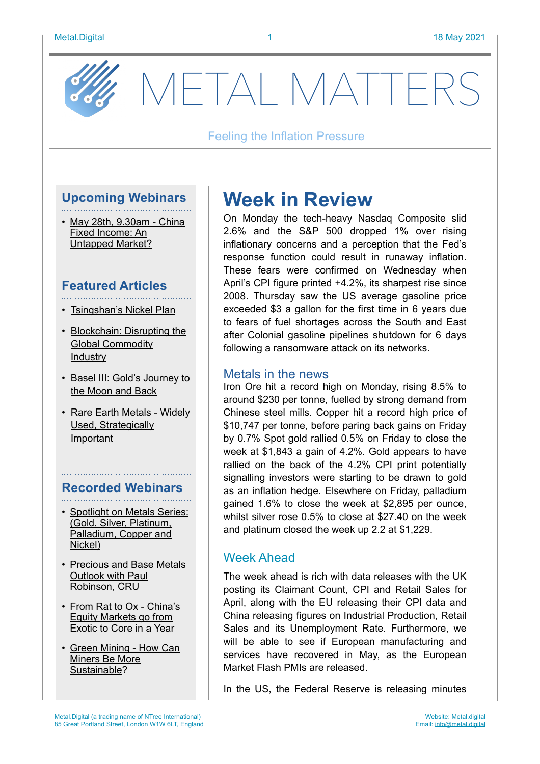# METAL MATTERS

Feeling the Inflation Pressure

## Upcoming Webinars

- May 28th, 9.30am - China Fixed Income: An Untapped Market?

## Featured Articles

- Tsingshan's Nickel Plan
- Blockchain: Disrupting the Global Commodity Industry
- Basel III: Gold's Journey to the Moon and Back
- Rare Earth Metals - Widely Used, Strategically Important

## Recorded Webinars

- Spotlight on Metals Series: (Gold, Silver, Platinum, Palladium, Copper and Nickel)
- Precious and Base Metals Outlook with Paul Robinson, CRU
- From Rat to Ox - China's Equity Markets go from Exotic to Core in a Year
- Green Mining - How Can Miners Be More Sustainable?

# Week in Review

On Monday the tech-heavy Nasdaq Composite slid 2.6% and the S&P 500 dropped 1% over rising inflationary concerns and a perception that the Fed's response function could result in runaway inflation. These fears were confirmed on Wednesday when April's CPI figure printed +4.2%, its sharpest rise since 2008. Thursday saw the US average gasoline price exceeded $3 a gallon for the first time in 6 years due to fears of fuel shortages across the South and East after Colonial gasoline pipelines shutdown for 6 days following a ransomware attack on its networks.

## Metals in the news

Iron Ore hit a record high on Monday, rising 8.5% to around $230 per tonne, fuelled by strong demand from Chinese steel mills. Copper hit a record high price of $10,747 per tonne, before paring back gains on Friday by 0.7% Spot gold rallied 0.5% on Friday to close the week at $1,843 a gain of 4.2%. Gold appears to have rallied on the back of the 4.2% CPI print potentially signalling investors were starting to be drawn to gold as an inflation hedge. Elsewhere on Friday, palladium gained 1.6% to close the week at $2,895 per ounce, whilst silver rose 0.5% to close at $27.40 on the week and platinum closed the week up 2.2 at $1,229.

## Week Ahead

The week ahead is rich with data releases with the UK posting its Claimant Count, CPI and Retail Sales for April, along with the EU releasing their CPI data and China releasing figures on Industrial Production, Retail Sales and its Unemployment Rate. Furthermore, we will be able to see if European manufacturing and services have recovered in May, as the European Market Flash PMIs are released.

In the US, the Federal Reserve is releasing minutes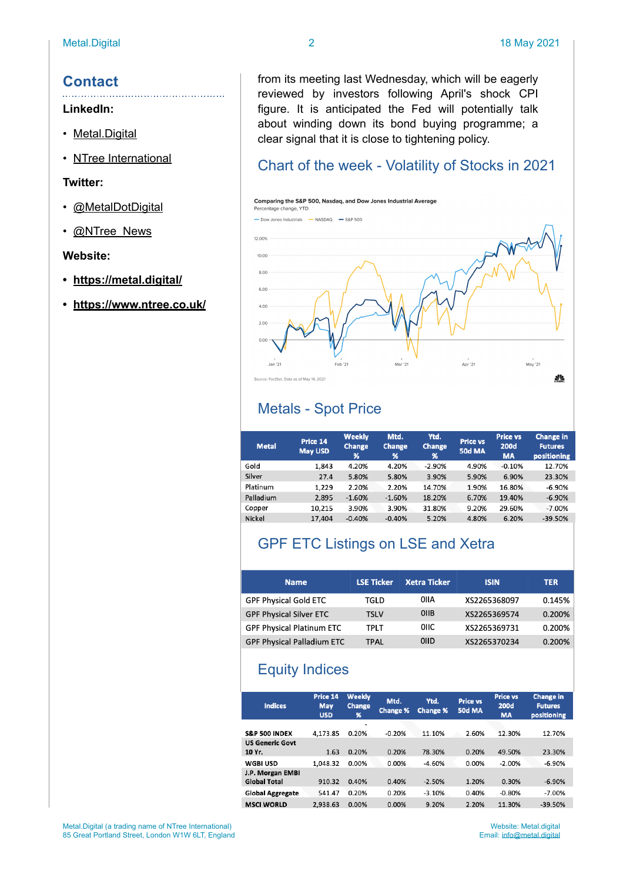## Contact

**LinkedIn:**

- Metal.Digital
- NTree International

**Twitter:**

- @MetalDotDigital
- @NTree_News

**Website:**

- **https://metal.digital/**
- **https://www.ntree.co.uk/**

from its meeting last Wednesday, which will be eagerly reviewed by investors following April's shock CPI figure. It is anticipated the Fed will potentially talk about winding down its bond buying programme; a clear signal that it is close to tightening policy.

## Chart of the week - Volatility of Stocks in 2021

Comparing the S&P 500, Nasdaq, and Dow Jones Industrial Average

Percentage change, YTD

Source: FactSet. Data as of May 14, 2021

## Metals - Spot Price

| Metal | Price 14 May USD | Weekly Change % | Mtd. Change % | Ytd. Change % | Price vs 50d MA | Price vs 200d MA | Change in Futures positioning |
|---|---|---|---|---|---|---|---|
| Gold | 1,843 | 4.20% | 4.20% | -2.90% | 4.90% | -0.10% | 12.70% |
| Silver | 27.4 | 5.80% | 5.80% | 3.90% | 5.90% | 6.90% | 23.30% |
| Platinum | 1,229 | 2.20% | 2.20% | 14.70% | 1.90% | 16.80% | -6.90% |
| Palladium | 2,895 | -1.60% | -1.60% | 18.20% | 6.70% | 19.40% | -6.90% |
| Copper | 10,215 | 3.90% | 3.90% | 31.80% | 9.20% | 29.60% | -7.00% |
| Nickel | 17,404 | -0.40% | -0.40% | 5.20% | 4.80% | 6.20% | -39.50% |

## GPF ETC Listings on LSE and Xetra

| Name | LSE Ticker | Xetra Ticker | ISIN | TER |
|---|---|---|---|---|
| GPF Physical Gold ETC | TGLD | 0IIA | XS2265368097 | 0.145% |
| GPF Physical Silver ETC | TSLV | 0IIB | XS2265369574 | 0.200% |
| GPF Physical Platinum ETC | TPLT | 0IIC | XS2265369731 | 0.200% |
| GPF Physical Palladium ETC | TPAL | 0IID | XS2265370234 | 0.200% |

## Equity Indices

| Indices | Price 14 May USD | Weekly Change % | Mtd. Change % | Ytd. Change % | Price vs 50d MA | Price vs 200d MA | Change in Futures positioning |
|---|---|---|---|---|---|---|---|
| **S&P 500 INDEX** | 4,173.85 | 0.20% | -0.20% | 11.10% | 2.60% | 12.30% | 12.70% |
| **US Generic Govt 10 Yr.** | 1.63 | 0.20% | 0.20% | 78.30% | 0.20% | 49.50% | 23.30% |
| **WGBI USD** | 1,048.32 | 0.00% | 0.00% | -4.60% | 0.00% | -2.00% | -6.90% |
| **J.P. Morgan EMBI Global Total** | 910.32 | 0.40% | 0.40% | -2.50% | 1.20% | 0.30% | -6.90% |
| **Global Aggregate** | 541.47 | 0.20% | 0.20% | -3.10% | 0.40% | -0.80% | -7.00% |
| **MSCI WORLD** | 2,938.63 | 0.00% | 0.00% | 9.20% | 2.20% | 11.30% | -39.50% |

Metal.Digital (a trading name of NTree International)
85 Great Portland Street, London W1W 6LT, England

Website: Metal.digital
Email: info@metal.digital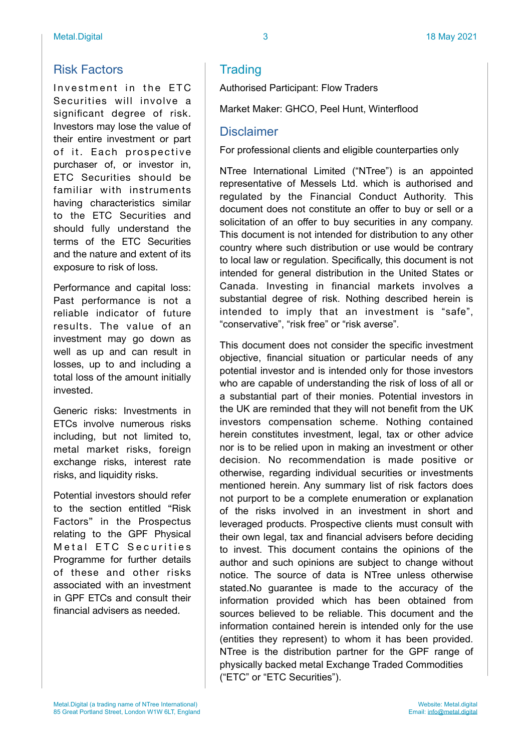## Risk Factors

Investment in the ETC Securities will involve a significant degree of risk. Investors may lose the value of their entire investment or part of it. Each prospective purchaser of, or investor in, ETC Securities should be familiar with instruments having characteristics similar to the ETC Securities and should fully understand the terms of the ETC Securities and the nature and extent of its exposure to risk of loss.

Performance and capital loss: Past performance is not a reliable indicator of future results. The value of an investment may go down as well as up and can result in losses, up to and including a total loss of the amount initially invested.

Generic risks: Investments in ETCs involve numerous risks including, but not limited to, metal market risks, foreign exchange risks, interest rate risks, and liquidity risks.

Potential investors should refer to the section entitled "Risk Factors" in the Prospectus relating to the GPF Physical Metal ETC Securities Programme for further details of these and other risks associated with an investment in GPF ETCs and consult their financial advisers as needed.

## Trading

Authorised Participant: Flow Traders

Market Maker: GHCO, Peel Hunt, Winterflood

## Disclaimer

For professional clients and eligible counterparties only

NTree International Limited ("NTree") is an appointed representative of Messels Ltd. which is authorised and regulated by the Financial Conduct Authority. This document does not constitute an offer to buy or sell or a solicitation of an offer to buy securities in any company. This document is not intended for distribution to any other country where such distribution or use would be contrary to local law or regulation. Specifically, this document is not intended for general distribution in the United States or Canada. Investing in financial markets involves a substantial degree of risk. Nothing described herein is intended to imply that an investment is "safe", "conservative", "risk free" or "risk averse".

This document does not consider the specific investment objective, financial situation or particular needs of any potential investor and is intended only for those investors who are capable of understanding the risk of loss of all or a substantial part of their monies. Potential investors in the UK are reminded that they will not benefit from the UK investors compensation scheme. Nothing contained herein constitutes investment, legal, tax or other advice nor is to be relied upon in making an investment or other decision. No recommendation is made positive or otherwise, regarding individual securities or investments mentioned herein. Any summary list of risk factors does not purport to be a complete enumeration or explanation of the risks involved in an investment in short and leveraged products. Prospective clients must consult with their own legal, tax and financial advisers before deciding to invest. This document contains the opinions of the author and such opinions are subject to change without notice. The source of data is NTree unless otherwise stated.No guarantee is made to the accuracy of the information provided which has been obtained from sources believed to be reliable. This document and the information contained herein is intended only for the use (entities they represent) to whom it has been provided. NTree is the distribution partner for the GPF range of physically backed metal Exchange Traded Commodities ("ETC" or "ETC Securities").

Metal.Digital (a trading name of NTree International)
85 Great Portland Street, London W1W 6LT, England

Website: Metal.digital
Email: info@metal.digital